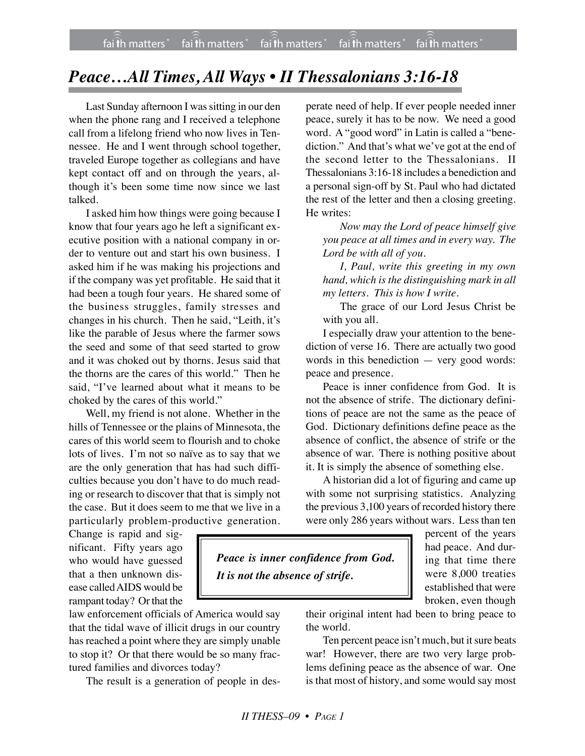# *Peace…All Times, All Ways • II Thessalonians 3:16-18*

Last Sunday afternoon I was sitting in our den when the phone rang and I received a telephone call from a lifelong friend who now lives in Tennessee. He and I went through school together, traveled Europe together as collegians and have kept contact off and on through the years, although it's been some time now since we last talked.

I asked him how things were going because I know that four years ago he left a significant executive position with a national company in order to venture out and start his own business. I asked him if he was making his projections and if the company was yet profitable. He said that it had been a tough four years. He shared some of the business struggles, family stresses and changes in his church. Then he said, "Leith, it's like the parable of Jesus where the farmer sows the seed and some of that seed started to grow and it was choked out by thorns. Jesus said that the thorns are the cares of this world." Then he said, "I've learned about what it means to be choked by the cares of this world."

Well, my friend is not alone. Whether in the hills of Tennessee or the plains of Minnesota, the cares of this world seem to flourish and to choke lots of lives. I'm not so naïve as to say that we are the only generation that has had such difficulties because you don't have to do much reading or research to discover that that is simply not the case. But it does seem to me that we live in a particularly problem-productive generation. Change is rapid and significant. Fifty years ago who would have guessed that a then unknown disease called AIDS would be rampant today? Or that the law enforcement officials of America would say that the tidal wave of illicit drugs in our country has reached a point where they are simply unable to stop it? Or that there would be so many fractured families and divorces today?

The result is a generation of people in desperate need of help. If ever people needed inner peace, surely it has to be now. We need a good word. A "good word" in Latin is called a "benediction." And that's what we've got at the end of the second letter to the Thessalonians. II Thessalonians 3:16-18 includes a benediction and a personal sign-off by St. Paul who had dictated the rest of the letter and then a closing greeting. He writes:

> *Now may the Lord of peace himself give you peace at all times and in every way. The Lord be with all of you.*
>
> *I, Paul, write this greeting in my own hand, which is the distinguishing mark in all my letters. This is how I write.*
>
> The grace of our Lord Jesus Christ be with you all.

I especially draw your attention to the benediction of verse 16. There are actually two good words in this benediction — very good words: peace and presence.

Peace is inner confidence from God. It is not the absence of strife. The dictionary definitions of peace are not the same as the peace of God. Dictionary definitions define peace as the absence of conflict, the absence of strife or the absence of war. There is nothing positive about it. It is simply the absence of something else.

> ***Peace is inner confidence from God. It is not the absence of strife.***

A historian did a lot of figuring and came up with some not surprising statistics. Analyzing the previous 3,100 years of recorded history there were only 286 years without wars. Less than ten percent of the years had peace. And during that time there were 8,000 treaties established that were broken, even though their original intent had been to bring peace to the world.

Ten percent peace isn't much, but it sure beats war! However, there are two very large problems defining peace as the absence of war. One is that most of history, and some would say most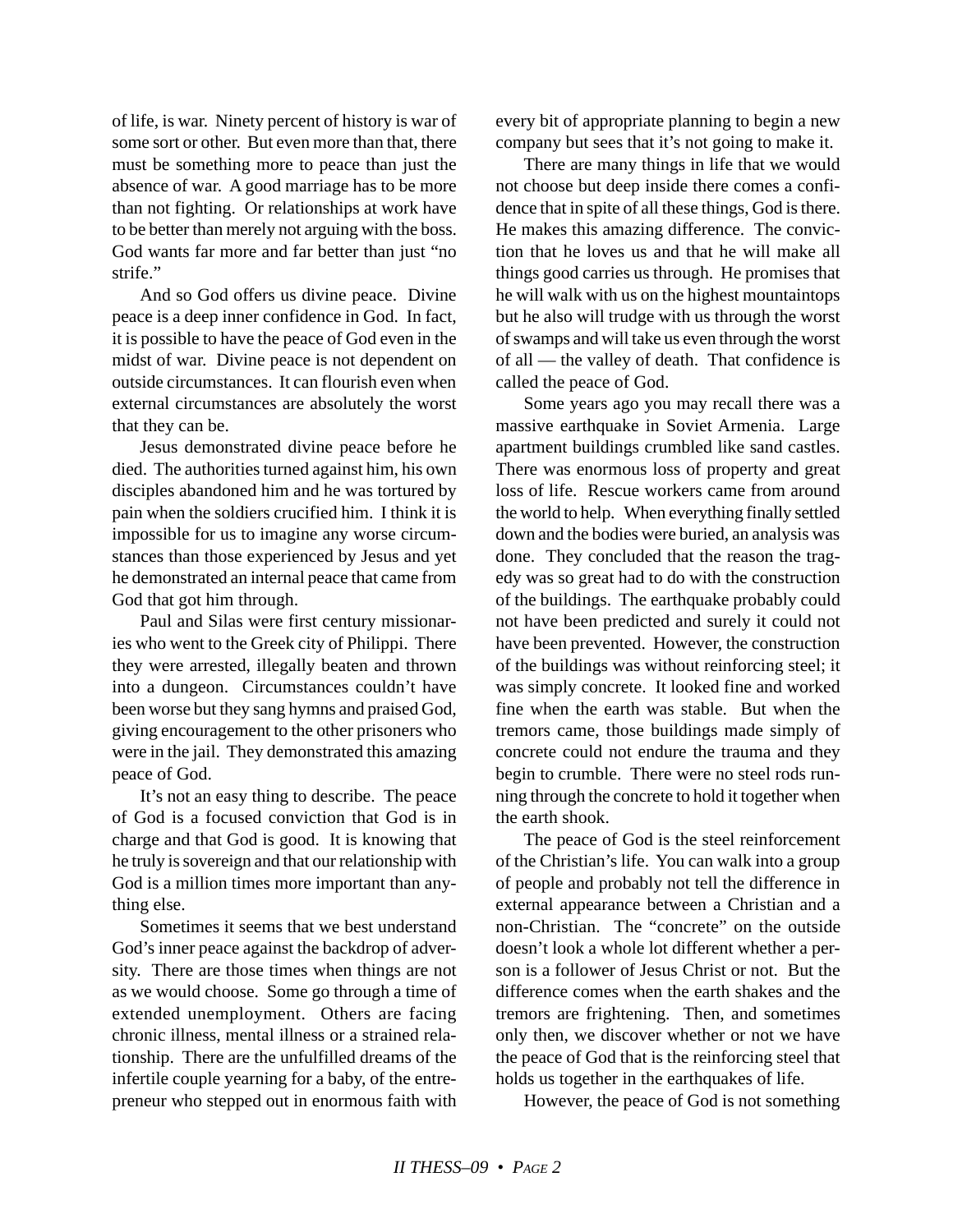of life, is war. Ninety percent of history is war of some sort or other. But even more than that, there must be something more to peace than just the absence of war. A good marriage has to be more than not fighting. Or relationships at work have to be better than merely not arguing with the boss. God wants far more and far better than just "no strife."

And so God offers us divine peace. Divine peace is a deep inner confidence in God. In fact, it is possible to have the peace of God even in the midst of war. Divine peace is not dependent on outside circumstances. It can flourish even when external circumstances are absolutely the worst that they can be.

Jesus demonstrated divine peace before he died. The authorities turned against him, his own disciples abandoned him and he was tortured by pain when the soldiers crucified him. I think it is impossible for us to imagine any worse circumstances than those experienced by Jesus and yet he demonstrated an internal peace that came from God that got him through.

Paul and Silas were first century missionaries who went to the Greek city of Philippi. There they were arrested, illegally beaten and thrown into a dungeon. Circumstances couldn't have been worse but they sang hymns and praised God, giving encouragement to the other prisoners who were in the jail. They demonstrated this amazing peace of God.

It's not an easy thing to describe. The peace of God is a focused conviction that God is in charge and that God is good. It is knowing that he truly is sovereign and that our relationship with God is a million times more important than anything else.

Sometimes it seems that we best understand God's inner peace against the backdrop of adversity. There are those times when things are not as we would choose. Some go through a time of extended unemployment. Others are facing chronic illness, mental illness or a strained relationship. There are the unfulfilled dreams of the infertile couple yearning for a baby, of the entrepreneur who stepped out in enormous faith with every bit of appropriate planning to begin a new company but sees that it's not going to make it.

There are many things in life that we would not choose but deep inside there comes a confidence that in spite of all these things, God is there. He makes this amazing difference. The conviction that he loves us and that he will make all things good carries us through. He promises that he will walk with us on the highest mountaintops but he also will trudge with us through the worst of swamps and will take us even through the worst of all — the valley of death. That confidence is called the peace of God.

Some years ago you may recall there was a massive earthquake in Soviet Armenia. Large apartment buildings crumbled like sand castles. There was enormous loss of property and great loss of life. Rescue workers came from around the world to help. When everything finally settled down and the bodies were buried, an analysis was done. They concluded that the reason the tragedy was so great had to do with the construction of the buildings. The earthquake probably could not have been predicted and surely it could not have been prevented. However, the construction of the buildings was without reinforcing steel; it was simply concrete. It looked fine and worked fine when the earth was stable. But when the tremors came, those buildings made simply of concrete could not endure the trauma and they begin to crumble. There were no steel rods running through the concrete to hold it together when the earth shook.

The peace of God is the steel reinforcement of the Christian's life. You can walk into a group of people and probably not tell the difference in external appearance between a Christian and a non-Christian. The "concrete" on the outside doesn't look a whole lot different whether a person is a follower of Jesus Christ or not. But the difference comes when the earth shakes and the tremors are frightening. Then, and sometimes only then, we discover whether or not we have the peace of God that is the reinforcing steel that holds us together in the earthquakes of life.

However, the peace of God is not something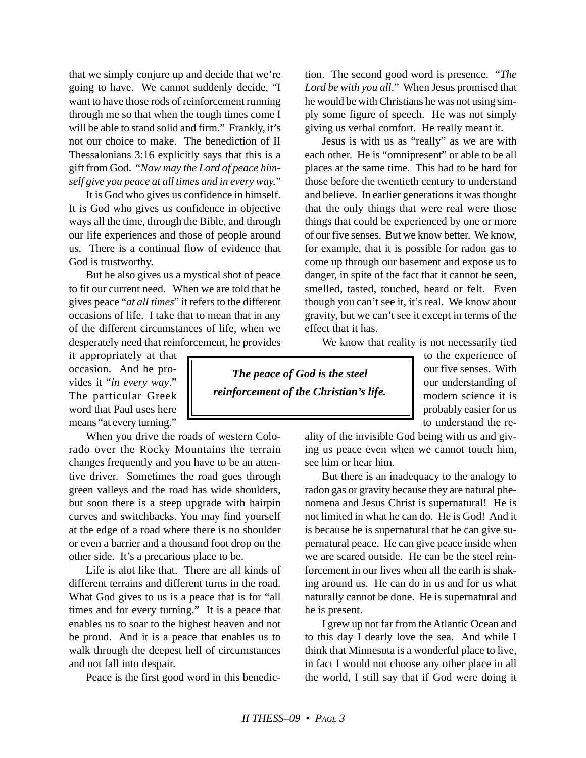that we simply conjure up and decide that we're going to have. We cannot suddenly decide, "I want to have those rods of reinforcement running through me so that when the tough times come I will be able to stand solid and firm." Frankly, it's not our choice to make. The benediction of II Thessalonians 3:16 explicitly says that this is a gift from God. "*Now may the Lord of peace himself give you peace at all times and in every way.*"

It is God who gives us confidence in himself. It is God who gives us confidence in objective ways all the time, through the Bible, and through our life experiences and those of people around us. There is a continual flow of evidence that God is trustworthy.

But he also gives us a mystical shot of peace to fit our current need. When we are told that he gives peace "*at all times*" it refers to the different occasions of life. I take that to mean that in any of the different circumstances of life, when we desperately need that reinforcement, he provides it appropriately at that occasion. And he provides it "*in every way*." The particular Greek word that Paul uses here means "at every turning."

When you drive the roads of western Colorado over the Rocky Mountains the terrain changes frequently and you have to be an attentive driver. Sometimes the road goes through green valleys and the road has wide shoulders, but soon there is a steep upgrade with hairpin curves and switchbacks. You may find yourself at the edge of a road where there is no shoulder or even a barrier and a thousand foot drop on the other side. It's a precarious place to be.

Life is alot like that. There are all kinds of different terrains and different turns in the road. What God gives to us is a peace that is for "all times and for every turning." It is a peace that enables us to soar to the highest heaven and not be proud. And it is a peace that enables us to walk through the deepest hell of circumstances and not fall into despair.

Peace is the first good word in this benediction. The second good word is presence. "*The Lord be with you all*." When Jesus promised that he would be with Christians he was not using simply some figure of speech. He was not simply giving us verbal comfort. He really meant it.

Jesus is with us as "really" as we are with each other. He is "omnipresent" or able to be all places at the same time. This had to be hard for those before the twentieth century to understand and believe. In earlier generations it was thought that the only things that were real were those things that could be experienced by one or more of our five senses. But we know better. We know, for example, that it is possible for radon gas to come up through our basement and expose us to danger, in spite of the fact that it cannot be seen, smelled, tasted, touched, heard or felt. Even though you can't see it, it's real. We know about gravity, but we can't see it except in terms of the effect that it has.

> ***The peace of God is the steel reinforcement of the Christian's life.***

We know that reality is not necessarily tied to the experience of our five senses. With our understanding of modern science it is probably easier for us to understand the reality of the invisible God being with us and giving us peace even when we cannot touch him, see him or hear him.

But there is an inadequacy to the analogy to radon gas or gravity because they are natural phenomena and Jesus Christ is supernatural! He is not limited in what he can do. He is God! And it is because he is supernatural that he can give supernatural peace. He can give peace inside when we are scared outside. He can be the steel reinforcement in our lives when all the earth is shaking around us. He can do in us and for us what naturally cannot be done. He is supernatural and he is present.

I grew up not far from the Atlantic Ocean and to this day I dearly love the sea. And while I think that Minnesota is a wonderful place to live, in fact I would not choose any other place in all the world, I still say that if God were doing it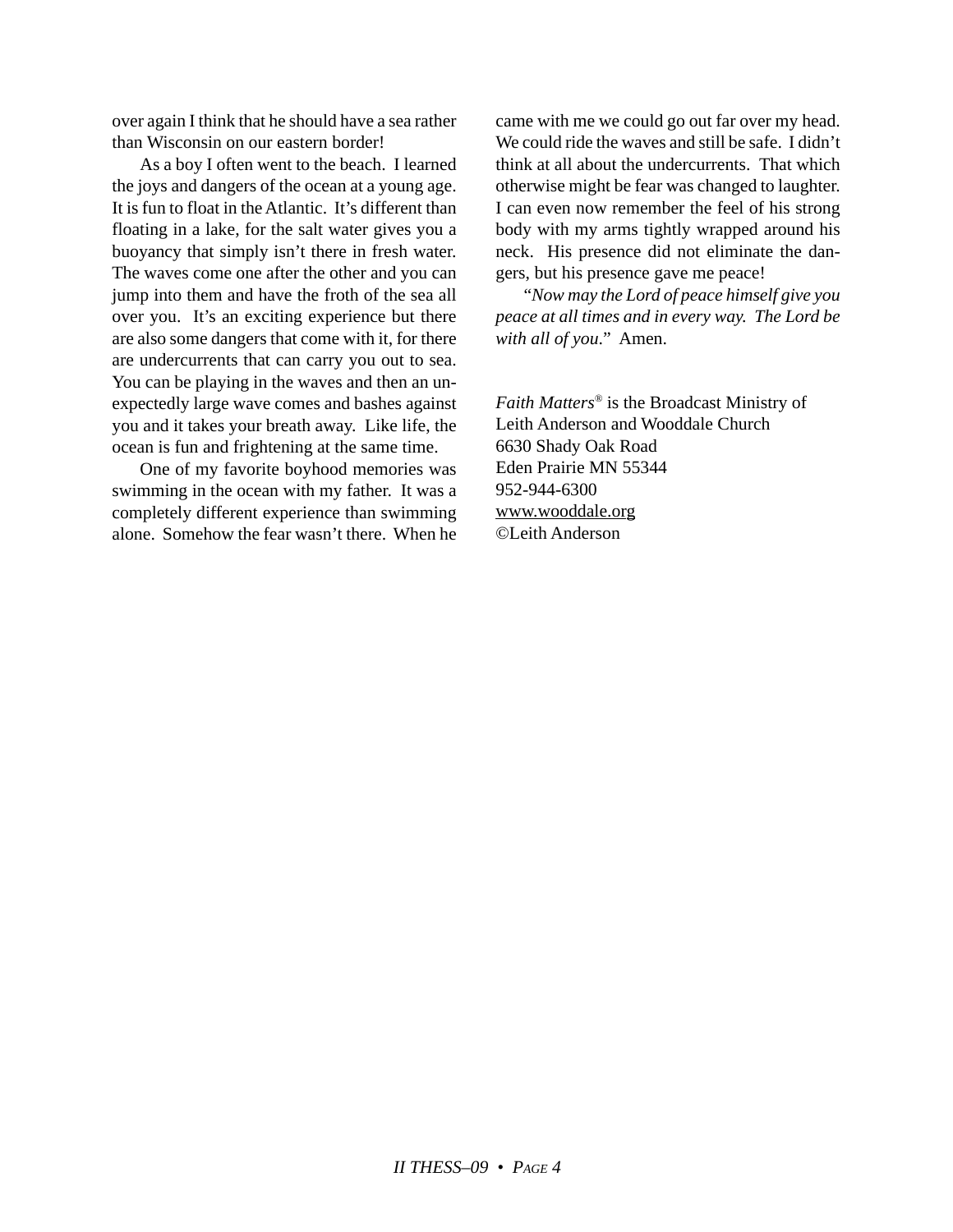over again I think that he should have a sea rather than Wisconsin on our eastern border!

As a boy I often went to the beach. I learned the joys and dangers of the ocean at a young age. It is fun to float in the Atlantic. It's different than floating in a lake, for the salt water gives you a buoyancy that simply isn't there in fresh water. The waves come one after the other and you can jump into them and have the froth of the sea all over you. It's an exciting experience but there are also some dangers that come with it, for there are undercurrents that can carry you out to sea. You can be playing in the waves and then an unexpectedly large wave comes and bashes against you and it takes your breath away. Like life, the ocean is fun and frightening at the same time.

One of my favorite boyhood memories was swimming in the ocean with my father. It was a completely different experience than swimming alone. Somehow the fear wasn't there. When he came with me we could go out far over my head. We could ride the waves and still be safe. I didn't think at all about the undercurrents. That which otherwise might be fear was changed to laughter. I can even now remember the feel of his strong body with my arms tightly wrapped around his neck. His presence did not eliminate the dangers, but his presence gave me peace!

"*Now may the Lord of peace himself give you peace at all times and in every way. The Lord be with all of you.*" Amen.

*Faith Matters*® is the Broadcast Ministry of
Leith Anderson and Wooddale Church
6630 Shady Oak Road
Eden Prairie MN 55344
952-944-6300
www.wooddale.org
©Leith Anderson